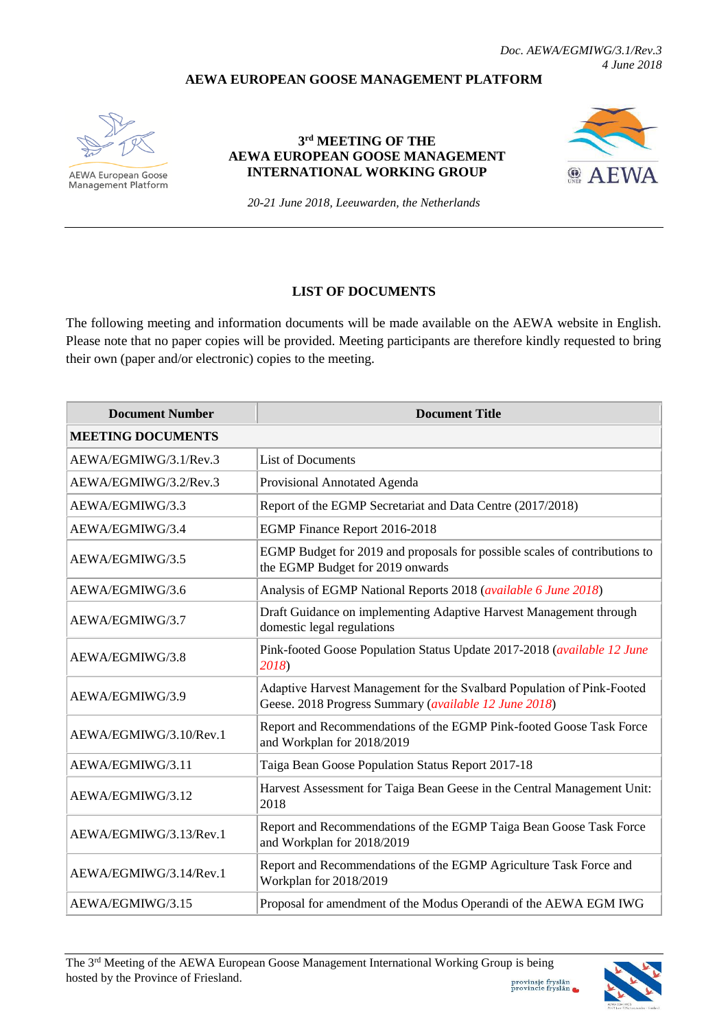*Doc. AEWA/EGMIWG/3.1/Rev.3*
*4 June 2018*

**AEWA EUROPEAN GOOSE MANAGEMENT PLATFORM**

AEWA European Goose Management Platform

## 3rd MEETING OF THE AEWA EUROPEAN GOOSE MANAGEMENT INTERNATIONAL WORKING GROUP

*20-21 June 2018, Leeuwarden, the Netherlands*

AEWA

### LIST OF DOCUMENTS

The following meeting and information documents will be made available on the AEWA website in English. Please note that no paper copies will be provided. Meeting participants are therefore kindly requested to bring their own (paper and/or electronic) copies to the meeting.

| Document Number | Document Title |
|---|---|
| **MEETING DOCUMENTS** | |
| AEWA/EGMIWG/3.1/Rev.3 | List of Documents |
| AEWA/EGMIWG/3.2/Rev.3 | Provisional Annotated Agenda |
| AEWA/EGMIWG/3.3 | Report of the EGMP Secretariat and Data Centre (2017/2018) |
| AEWA/EGMIWG/3.4 | EGMP Finance Report 2016-2018 |
| AEWA/EGMIWG/3.5 | EGMP Budget for 2019 and proposals for possible scales of contributions to the EGMP Budget for 2019 onwards |
| AEWA/EGMIWG/3.6 | Analysis of EGMP National Reports 2018 (*available 6 June 2018*) |
| AEWA/EGMIWG/3.7 | Draft Guidance on implementing Adaptive Harvest Management through domestic legal regulations |
| AEWA/EGMIWG/3.8 | Pink-footed Goose Population Status Update 2017-2018 (*available 12 June 2018*) |
| AEWA/EGMIWG/3.9 | Adaptive Harvest Management for the Svalbard Population of Pink-Footed Geese. 2018 Progress Summary (*available 12 June 2018*) |
| AEWA/EGMIWG/3.10/Rev.1 | Report and Recommendations of the EGMP Pink-footed Goose Task Force and Workplan for 2018/2019 |
| AEWA/EGMIWG/3.11 | Taiga Bean Goose Population Status Report 2017-18 |
| AEWA/EGMIWG/3.12 | Harvest Assessment for Taiga Bean Geese in the Central Management Unit: 2018 |
| AEWA/EGMIWG/3.13/Rev.1 | Report and Recommendations of the EGMP Taiga Bean Goose Task Force and Workplan for 2018/2019 |
| AEWA/EGMIWG/3.14/Rev.1 | Report and Recommendations of the EGMP Agriculture Task Force and Workplan for 2018/2019 |
| AEWA/EGMIWG/3.15 | Proposal for amendment of the Modus Operandi of the AEWA EGM IWG |

The 3rd Meeting of the AEWA European Goose Management International Working Group is being hosted by the Province of Friesland.

provinsje fryslân
provincie fryslân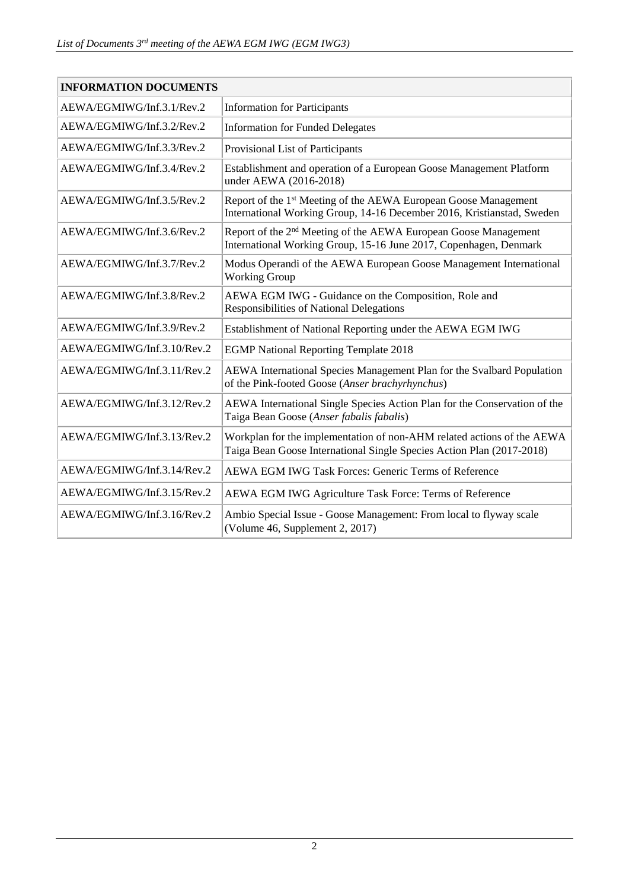| INFORMATION DOCUMENTS | |
|---|---|
| AEWA/EGMIWG/Inf.3.1/Rev.2 | Information for Participants |
| AEWA/EGMIWG/Inf.3.2/Rev.2 | Information for Funded Delegates |
| AEWA/EGMIWG/Inf.3.3/Rev.2 | Provisional List of Participants |
| AEWA/EGMIWG/Inf.3.4/Rev.2 | Establishment and operation of a European Goose Management Platform under AEWA (2016-2018) |
| AEWA/EGMIWG/Inf.3.5/Rev.2 | Report of the 1st Meeting of the AEWA European Goose Management International Working Group, 14-16 December 2016, Kristianstad, Sweden |
| AEWA/EGMIWG/Inf.3.6/Rev.2 | Report of the 2nd Meeting of the AEWA European Goose Management International Working Group, 15-16 June 2017, Copenhagen, Denmark |
| AEWA/EGMIWG/Inf.3.7/Rev.2 | Modus Operandi of the AEWA European Goose Management International Working Group |
| AEWA/EGMIWG/Inf.3.8/Rev.2 | AEWA EGM IWG - Guidance on the Composition, Role and Responsibilities of National Delegations |
| AEWA/EGMIWG/Inf.3.9/Rev.2 | Establishment of National Reporting under the AEWA EGM IWG |
| AEWA/EGMIWG/Inf.3.10/Rev.2 | EGMP National Reporting Template 2018 |
| AEWA/EGMIWG/Inf.3.11/Rev.2 | AEWA International Species Management Plan for the Svalbard Population of the Pink-footed Goose (*Anser brachyrhynchus*) |
| AEWA/EGMIWG/Inf.3.12/Rev.2 | AEWA International Single Species Action Plan for the Conservation of the Taiga Bean Goose (*Anser fabalis fabalis*) |
| AEWA/EGMIWG/Inf.3.13/Rev.2 | Workplan for the implementation of non-AHM related actions of the AEWA Taiga Bean Goose International Single Species Action Plan (2017-2018) |
| AEWA/EGMIWG/Inf.3.14/Rev.2 | AEWA EGM IWG Task Forces: Generic Terms of Reference |
| AEWA/EGMIWG/Inf.3.15/Rev.2 | AEWA EGM IWG Agriculture Task Force: Terms of Reference |
| AEWA/EGMIWG/Inf.3.16/Rev.2 | Ambio Special Issue - Goose Management: From local to flyway scale (Volume 46, Supplement 2, 2017) |